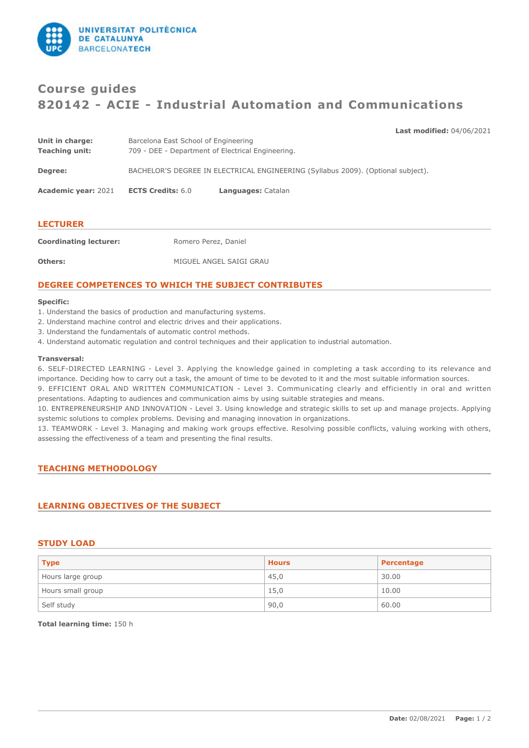# Course guides
# 820142 - ACIE - Industrial Automation and Communications

**Last modified:** 04/06/2021

**Unit in charge:** Barcelona East School of Engineering
**Teaching unit:** 709 - DEE - Department of Electrical Engineering.

**Degree:** BACHELOR'S DEGREE IN ELECTRICAL ENGINEERING (Syllabus 2009). (Optional subject).

**Academic year:** 2021 **ECTS Credits:** 6.0 **Languages:** Catalan

## LECTURER

**Coordinating lecturer:** Romero Perez, Daniel

**Others:** MIGUEL ANGEL SAIGI GRAU

## DEGREE COMPETENCES TO WHICH THE SUBJECT CONTRIBUTES

**Specific:**

1. Understand the basics of production and manufacturing systems.
2. Understand machine control and electric drives and their applications.
3. Understand the fundamentals of automatic control methods.
4. Understand automatic regulation and control techniques and their application to industrial automation.

**Transversal:**

6. SELF-DIRECTED LEARNING - Level 3. Applying the knowledge gained in completing a task according to its relevance and importance. Deciding how to carry out a task, the amount of time to be devoted to it and the most suitable information sources.
9. EFFICIENT ORAL AND WRITTEN COMMUNICATION - Level 3. Communicating clearly and efficiently in oral and written presentations. Adapting to audiences and communication aims by using suitable strategies and means.
10. ENTREPRENEURSHIP AND INNOVATION - Level 3. Using knowledge and strategic skills to set up and manage projects. Applying systemic solutions to complex problems. Devising and managing innovation in organizations.
13. TEAMWORK - Level 3. Managing and making work groups effective. Resolving possible conflicts, valuing working with others, assessing the effectiveness of a team and presenting the final results.

## TEACHING METHODOLOGY

## LEARNING OBJECTIVES OF THE SUBJECT

## STUDY LOAD

| Type | Hours | Percentage |
|---|---|---|
| Hours large group | 45,0 | 30.00 |
| Hours small group | 15,0 | 10.00 |
| Self study | 90,0 | 60.00 |

**Total learning time:** 150 h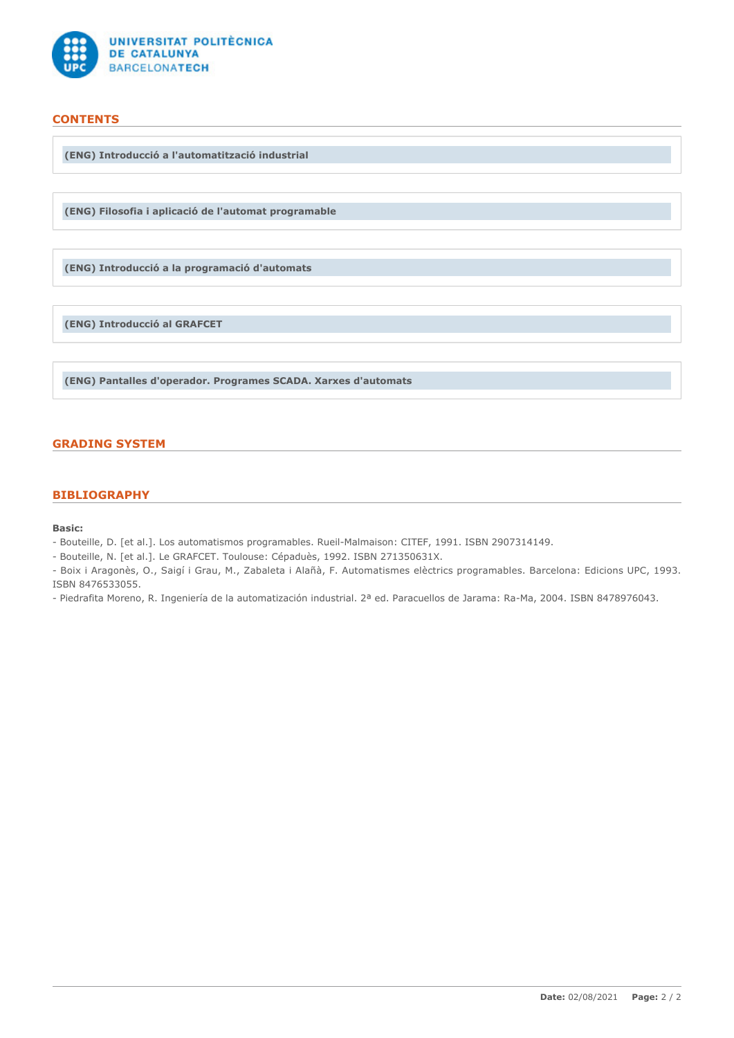## CONTENTS

**(ENG) Introducció a l'automatització industrial**

**(ENG) Filosofia i aplicació de l'automat programable**

**(ENG) Introducció a la programació d'automats**

**(ENG) Introducció al GRAFCET**

**(ENG) Pantalles d'operador. Programes SCADA. Xarxes d'automats**

## GRADING SYSTEM

## BIBLIOGRAPHY

**Basic:**

- Bouteille, D. [et al.]. Los automatismos programables. Rueil-Malmaison: CITEF, 1991. ISBN 2907314149.
- Bouteille, N. [et al.]. Le GRAFCET. Toulouse: Cépaduès, 1992. ISBN 271350631X.
- Boix i Aragonès, O., Saigí i Grau, M., Zabaleta i Alañà, F. Automatismes elèctrics programables. Barcelona: Edicions UPC, 1993. ISBN 8476533055.
- Piedrafita Moreno, R. Ingeniería de la automatización industrial. 2ª ed. Paracuellos de Jarama: Ra-Ma, 2004. ISBN 8478976043.